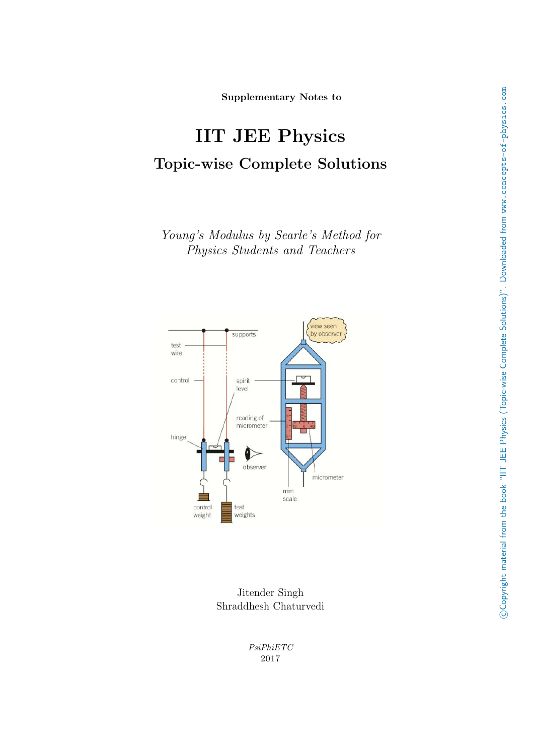Supplementary Notes to

# IIT JEE Physics

## Topic-wise Complete Solutions

*Young's Modulus by Searle's Method for Physics Students and Teachers*

Jitender Singh
Shraddhesh Chaturvedi

*PsiPhiETC*
2017

©Copyright material from the book "IIT JEE Physics (Topic-wise Complete Solutions)". Downloaded from www.concepts-of-physics.com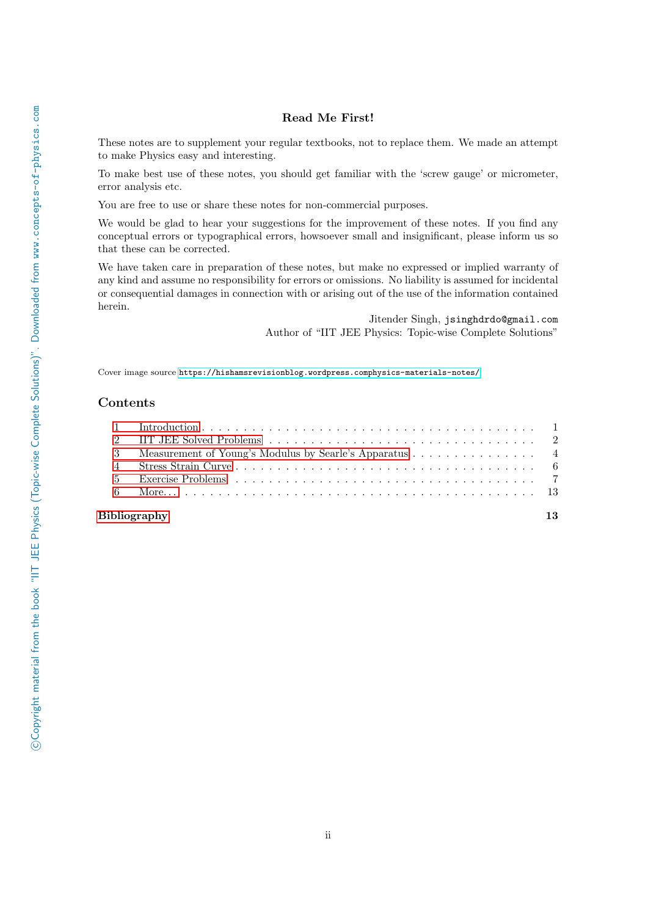## Read Me First!

These notes are to supplement your regular textbooks, not to replace them. We made an attempt to make Physics easy and interesting.

To make best use of these notes, you should get familiar with the 'screw gauge' or micrometer, error analysis etc.

You are free to use or share these notes for non-commercial purposes.

We would be glad to hear your suggestions for the improvement of these notes. If you find any conceptual errors or typographical errors, howsoever small and insignificant, please inform us so that these can be corrected.

We have taken care in preparation of these notes, but make no expressed or implied warranty of any kind and assume no responsibility for errors or omissions. No liability is assumed for incidental or consequential damages in connection with or arising out of the use of the information contained herein.

Jitender Singh, jsinghdrdo@gmail.com
Author of "IIT JEE Physics: Topic-wise Complete Solutions"

Cover image source https://hishamsrevisionblog.wordpress.comphysics-materials-notes/

## Contents

1 Introduction . . . . . . . . . . 1
2 IIT JEE Solved Problems . . . . . . . . . . 2
3 Measurement of Young's Modulus by Searle's Apparatus . . . . . . . . . . 4
4 Stress Strain Curve . . . . . . . . . . 6
5 Exercise Problems . . . . . . . . . . 7
6 More. . . . . . . . . . . 13

**Bibliography** **13**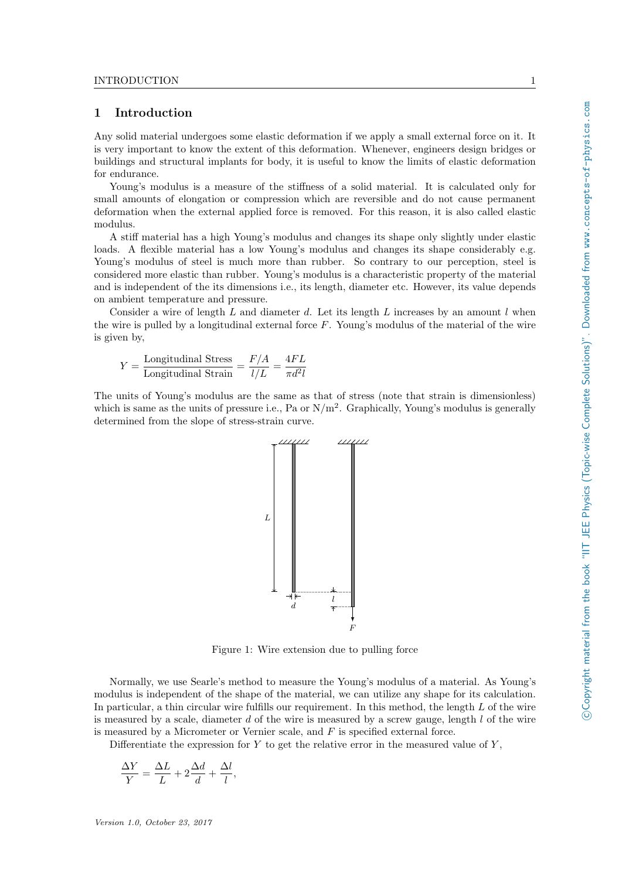## 1 Introduction

Any solid material undergoes some elastic deformation if we apply a small external force on it. It is very important to know the extent of this deformation. Whenever, engineers design bridges or buildings and structural implants for body, it is useful to know the limits of elastic deformation for endurance.

Young's modulus is a measure of the stiffness of a solid material. It is calculated only for small amounts of elongation or compression which are reversible and do not cause permanent deformation when the external applied force is removed. For this reason, it is also called elastic modulus.

A stiff material has a high Young's modulus and changes its shape only slightly under elastic loads. A flexible material has a low Young's modulus and changes its shape considerably e.g. Young's modulus of steel is much more than rubber. So contrary to our perception, steel is considered more elastic than rubber. Young's modulus is a characteristic property of the material and is independent of the its dimensions i.e., its length, diameter etc. However, its value depends on ambient temperature and pressure.

Consider a wire of length $L$ and diameter $d$. Let its length $L$ increases by an amount $l$ when the wire is pulled by a longitudinal external force $F$. Young's modulus of the material of the wire is given by,

$$Y = \frac{\text{Longitudinal Stress}}{\text{Longitudinal Strain}} = \frac{F/A}{l/L} = \frac{4FL}{\pi d^2 l}$$

The units of Young's modulus are the same as that of stress (note that strain is dimensionless) which is same as the units of pressure i.e., Pa or $\text{N/m}^2$. Graphically, Young's modulus is generally determined from the slope of stress-strain curve.

Figure 1: Wire extension due to pulling force

Normally, we use Searle's method to measure the Young's modulus of a material. As Young's modulus is independent of the shape of the material, we can utilize any shape for its calculation. In particular, a thin circular wire fulfills our requirement. In this method, the length $L$ of the wire is measured by a scale, diameter $d$ of the wire is measured by a screw gauge, length $l$ of the wire is measured by a Micrometer or Vernier scale, and $F$ is specified external force.

Differentiate the expression for $Y$ to get the relative error in the measured value of $Y$,

$$\frac{\Delta Y}{Y} = \frac{\Delta L}{L} + 2\frac{\Delta d}{d} + \frac{\Delta l}{l},$$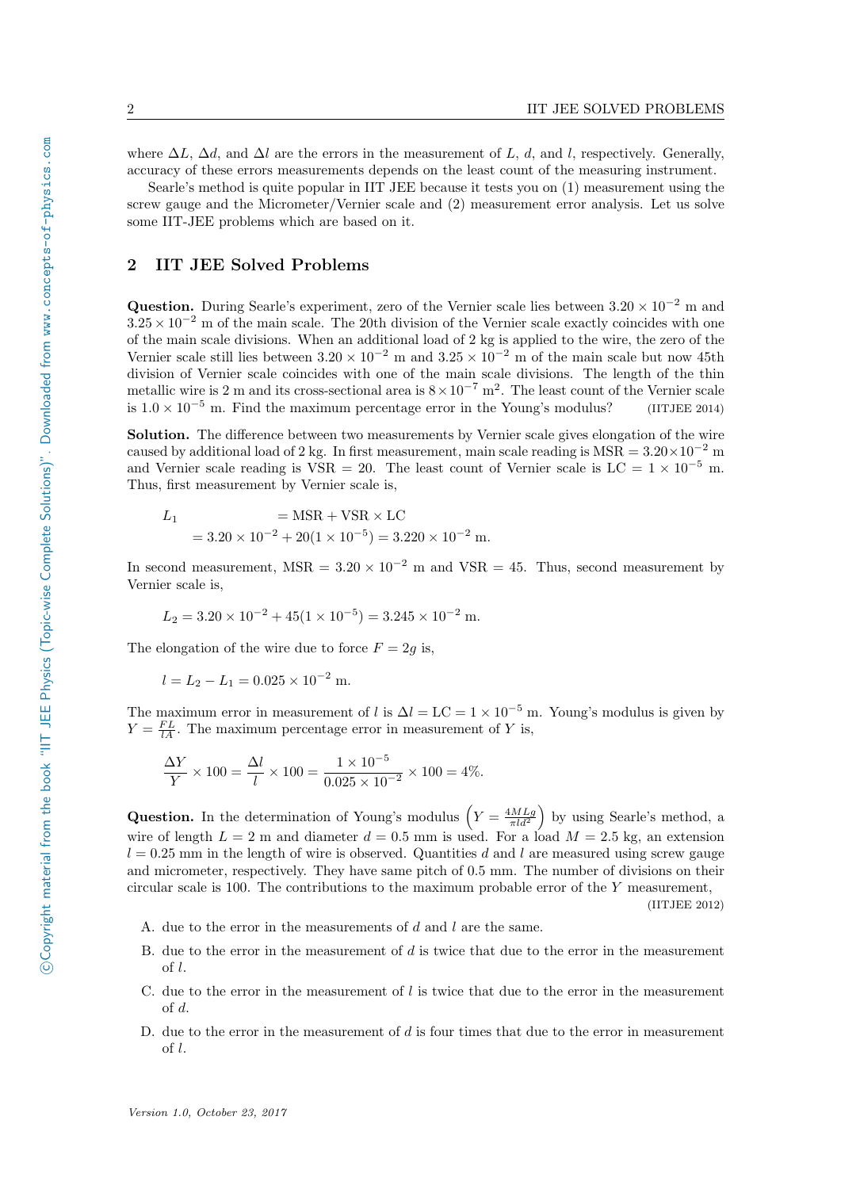where $\Delta L$, $\Delta d$, and $\Delta l$ are the errors in the measurement of $L$, $d$, and $l$, respectively. Generally, accuracy of these errors measurements depends on the least count of the measuring instrument.

Searle's method is quite popular in IIT JEE because it tests you on (1) measurement using the screw gauge and the Micrometer/Vernier scale and (2) measurement error analysis. Let us solve some IIT-JEE problems which are based on it.

## 2 IIT JEE Solved Problems

**Question.** During Searle's experiment, zero of the Vernier scale lies between $3.20 \times 10^{-2}$ m and $3.25 \times 10^{-2}$ m of the main scale. The 20th division of the Vernier scale exactly coincides with one of the main scale divisions. When an additional load of 2 kg is applied to the wire, the zero of the Vernier scale still lies between $3.20 \times 10^{-2}$ m and $3.25 \times 10^{-2}$ m of the main scale but now 45th division of Vernier scale coincides with one of the main scale divisions. The length of the thin metallic wire is 2 m and its cross-sectional area is $8 \times 10^{-7}$ m$^2$. The least count of the Vernier scale is $1.0 \times 10^{-5}$ m. Find the maximum percentage error in the Young's modulus? (IITJEE 2014)

**Solution.** The difference between two measurements by Vernier scale gives elongation of the wire caused by additional load of 2 kg. In first measurement, main scale reading is $\text{MSR} = 3.20 \times 10^{-2}$ m and Vernier scale reading is $\text{VSR} = 20$. The least count of Vernier scale is $\text{LC} = 1 \times 10^{-5}$ m. Thus, first measurement by Vernier scale is,

$$\begin{aligned} L_1 &= \text{MSR} + \text{VSR} \times \text{LC} \\ &= 3.20 \times 10^{-2} + 20(1 \times 10^{-5}) = 3.220 \times 10^{-2}\ \text{m}. \end{aligned}$$

In second measurement, $\text{MSR} = 3.20 \times 10^{-2}$ m and $\text{VSR} = 45$. Thus, second measurement by Vernier scale is,

$$L_2 = 3.20 \times 10^{-2} + 45(1 \times 10^{-5}) = 3.245 \times 10^{-2}\ \text{m}.$$

The elongation of the wire due to force $F = 2g$ is,

$$l = L_2 - L_1 = 0.025 \times 10^{-2}\ \text{m}.$$

The maximum error in measurement of $l$ is $\Delta l = \text{LC} = 1 \times 10^{-5}$ m. Young's modulus is given by $Y = \frac{FL}{lA}$. The maximum percentage error in measurement of $Y$ is,

$$\frac{\Delta Y}{Y} \times 100 = \frac{\Delta l}{l} \times 100 = \frac{1 \times 10^{-5}}{0.025 \times 10^{-2}} \times 100 = 4\%.$$

**Question.** In the determination of Young's modulus $\left(Y = \frac{4MLg}{\pi l d^2}\right)$ by using Searle's method, a wire of length $L = 2$ m and diameter $d = 0.5$ mm is used. For a load $M = 2.5$ kg, an extension $l = 0.25$ mm in the length of wire is observed. Quantities $d$ and $l$ are measured using screw gauge and micrometer, respectively. They have same pitch of 0.5 mm. The number of divisions on their circular scale is 100. The contributions to the maximum probable error of the $Y$ measurement, (IITJEE 2012)

A. due to the error in the measurements of $d$ and $l$ are the same.

B. due to the error in the measurement of $d$ is twice that due to the error in the measurement of $l$.

C. due to the error in the measurement of $l$ is twice that due to the error in the measurement of $d$.

D. due to the error in the measurement of $d$ is four times that due to the error in measurement of $l$.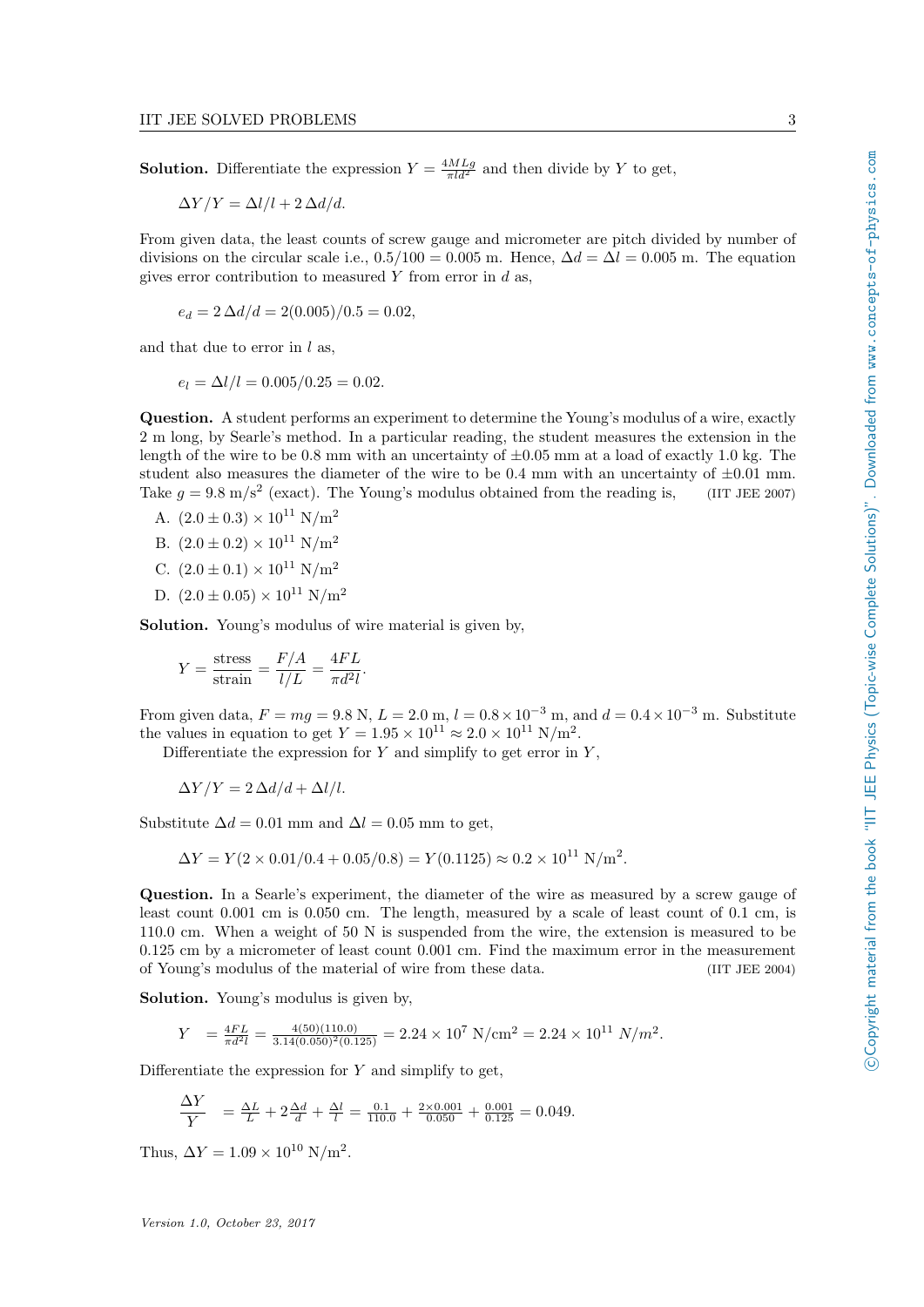**Solution.** Differentiate the expression $Y = \frac{4MLg}{\pi l d^2}$ and then divide by $Y$ to get,

$$\Delta Y/Y = \Delta l/l + 2\,\Delta d/d.$$

From given data, the least counts of screw gauge and micrometer are pitch divided by number of divisions on the circular scale i.e., $0.5/100 = 0.005$ m. Hence, $\Delta d = \Delta l = 0.005$ m. The equation gives error contribution to measured $Y$ from error in $d$ as,

$$e_d = 2\,\Delta d/d = 2(0.005)/0.5 = 0.02,$$

and that due to error in $l$ as,

$$e_l = \Delta l/l = 0.005/0.25 = 0.02.$$

**Question.** A student performs an experiment to determine the Young's modulus of a wire, exactly 2 m long, by Searle's method. In a particular reading, the student measures the extension in the length of the wire to be 0.8 mm with an uncertainty of $\pm 0.05$ mm at a load of exactly 1.0 kg. The student also measures the diameter of the wire to be 0.4 mm with an uncertainty of $\pm 0.01$ mm. Take $g = 9.8\ \mathrm{m/s^2}$ (exact). The Young's modulus obtained from the reading is, (IIT JEE 2007)

A. $(2.0 \pm 0.3) \times 10^{11}\ \mathrm{N/m^2}$

B. $(2.0 \pm 0.2) \times 10^{11}\ \mathrm{N/m^2}$

C. $(2.0 \pm 0.1) \times 10^{11}\ \mathrm{N/m^2}$

D. $(2.0 \pm 0.05) \times 10^{11}\ \mathrm{N/m^2}$

**Solution.** Young's modulus of wire material is given by,

$$Y = \frac{\text{stress}}{\text{strain}} = \frac{F/A}{l/L} = \frac{4FL}{\pi d^2 l}.$$

From given data, $F = mg = 9.8$ N, $L = 2.0$ m, $l = 0.8 \times 10^{-3}$ m, and $d = 0.4 \times 10^{-3}$ m. Substitute the values in equation to get $Y = 1.95 \times 10^{11} \approx 2.0 \times 10^{11}\ \mathrm{N/m^2}$.

Differentiate the expression for $Y$ and simplify to get error in $Y$,

$$\Delta Y/Y = 2\,\Delta d/d + \Delta l/l.$$

Substitute $\Delta d = 0.01$ mm and $\Delta l = 0.05$ mm to get,

$$\Delta Y = Y(2 \times 0.01/0.4 + 0.05/0.8) = Y(0.1125) \approx 0.2 \times 10^{11}\ \mathrm{N/m^2}.$$

**Question.** In a Searle's experiment, the diameter of the wire as measured by a screw gauge of least count 0.001 cm is 0.050 cm. The length, measured by a scale of least count of 0.1 cm, is 110.0 cm. When a weight of 50 N is suspended from the wire, the extension is measured to be 0.125 cm by a micrometer of least count 0.001 cm. Find the maximum error in the measurement of Young's modulus of the material of wire from these data. (IIT JEE 2004)

**Solution.** Young's modulus is given by,

$$Y = \frac{4FL}{\pi d^2 l} = \frac{4(50)(110.0)}{3.14(0.050)^2(0.125)} = 2.24 \times 10^7\ \mathrm{N/cm^2} = 2.24 \times 10^{11}\ N/m^2.$$

Differentiate the expression for $Y$ and simplify to get,

$$\frac{\Delta Y}{Y} = \frac{\Delta L}{L} + 2\frac{\Delta d}{d} + \frac{\Delta l}{l} = \frac{0.1}{110.0} + \frac{2 \times 0.001}{0.050} + \frac{0.001}{0.125} = 0.049.$$

Thus, $\Delta Y = 1.09 \times 10^{10}\ \mathrm{N/m^2}$.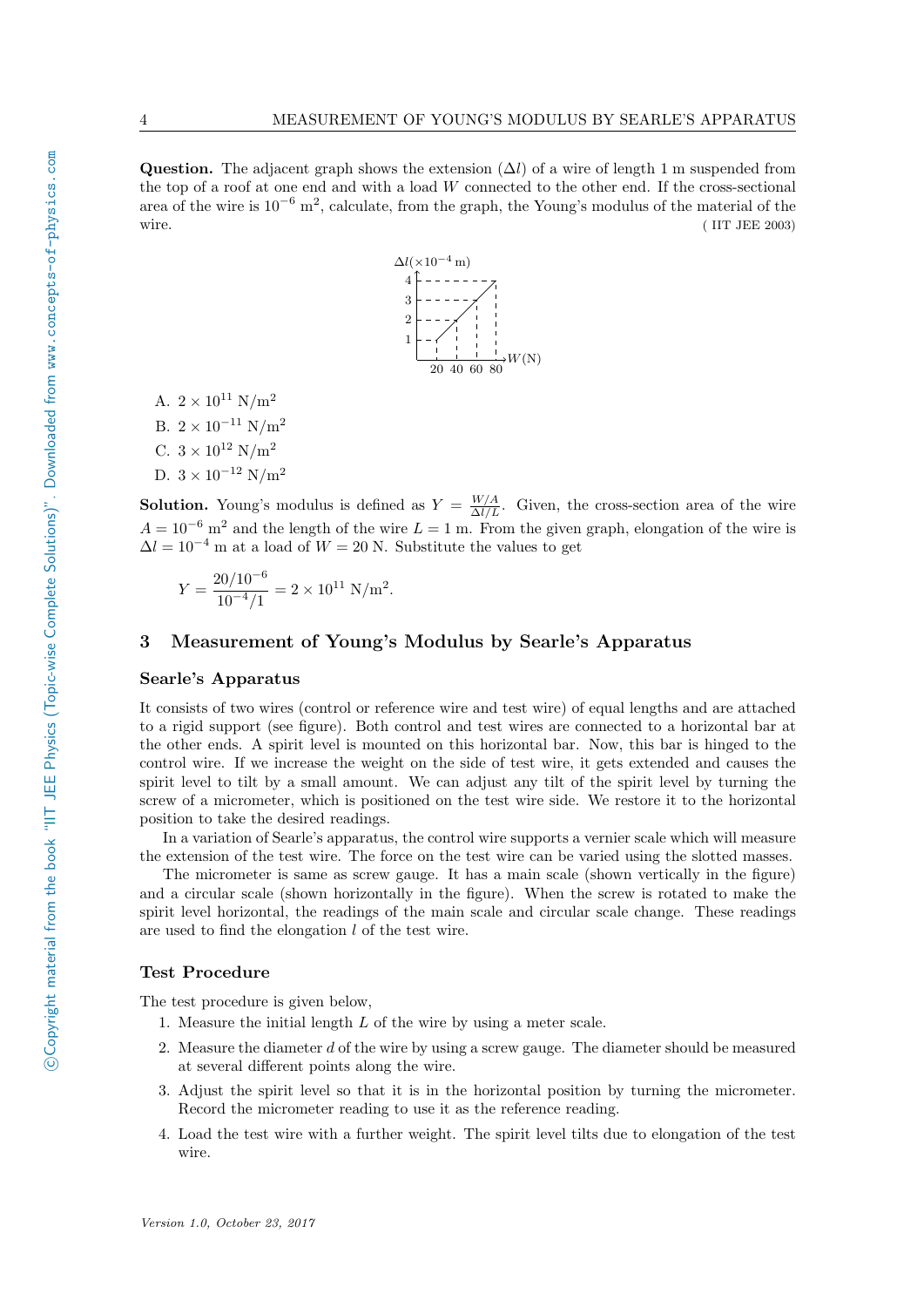**Question.** The adjacent graph shows the extension ($\Delta l$) of a wire of length 1 m suspended from the top of a roof at one end and with a load $W$ connected to the other end. If the cross-sectional area of the wire is $10^{-6}$ m$^2$, calculate, from the graph, the Young's modulus of the material of the wire. ( IIT JEE 2003)

A. $2 \times 10^{11}$ N/m$^2$

B. $2 \times 10^{-11}$ N/m$^2$

C. $3 \times 10^{12}$ N/m$^2$

D. $3 \times 10^{-12}$ N/m$^2$

**Solution.** Young's modulus is defined as $Y = \frac{W/A}{\Delta l/L}$. Given, the cross-section area of the wire $A = 10^{-6}$ m$^2$ and the length of the wire $L = 1$ m. From the given graph, elongation of the wire is $\Delta l = 10^{-4}$ m at a load of $W = 20$ N. Substitute the values to get

$$Y = \frac{20/10^{-6}}{10^{-4}/1} = 2 \times 10^{11}\ \text{N/m}^2.$$

## 3 Measurement of Young's Modulus by Searle's Apparatus

### Searle's Apparatus

It consists of two wires (control or reference wire and test wire) of equal lengths and are attached to a rigid support (see figure). Both control and test wires are connected to a horizontal bar at the other ends. A spirit level is mounted on this horizontal bar. Now, this bar is hinged to the control wire. If we increase the weight on the side of test wire, it gets extended and causes the spirit level to tilt by a small amount. We can adjust any tilt of the spirit level by turning the screw of a micrometer, which is positioned on the test wire side. We restore it to the horizontal position to take the desired readings.

In a variation of Searle's apparatus, the control wire supports a vernier scale which will measure the extension of the test wire. The force on the test wire can be varied using the slotted masses.

The micrometer is same as screw gauge. It has a main scale (shown vertically in the figure) and a circular scale (shown horizontally in the figure). When the screw is rotated to make the spirit level horizontal, the readings of the main scale and circular scale change. These readings are used to find the elongation $l$ of the test wire.

### Test Procedure

The test procedure is given below,

1. Measure the initial length $L$ of the wire by using a meter scale.
2. Measure the diameter $d$ of the wire by using a screw gauge. The diameter should be measured at several different points along the wire.
3. Adjust the spirit level so that it is in the horizontal position by turning the micrometer. Record the micrometer reading to use it as the reference reading.
4. Load the test wire with a further weight. The spirit level tilts due to elongation of the test wire.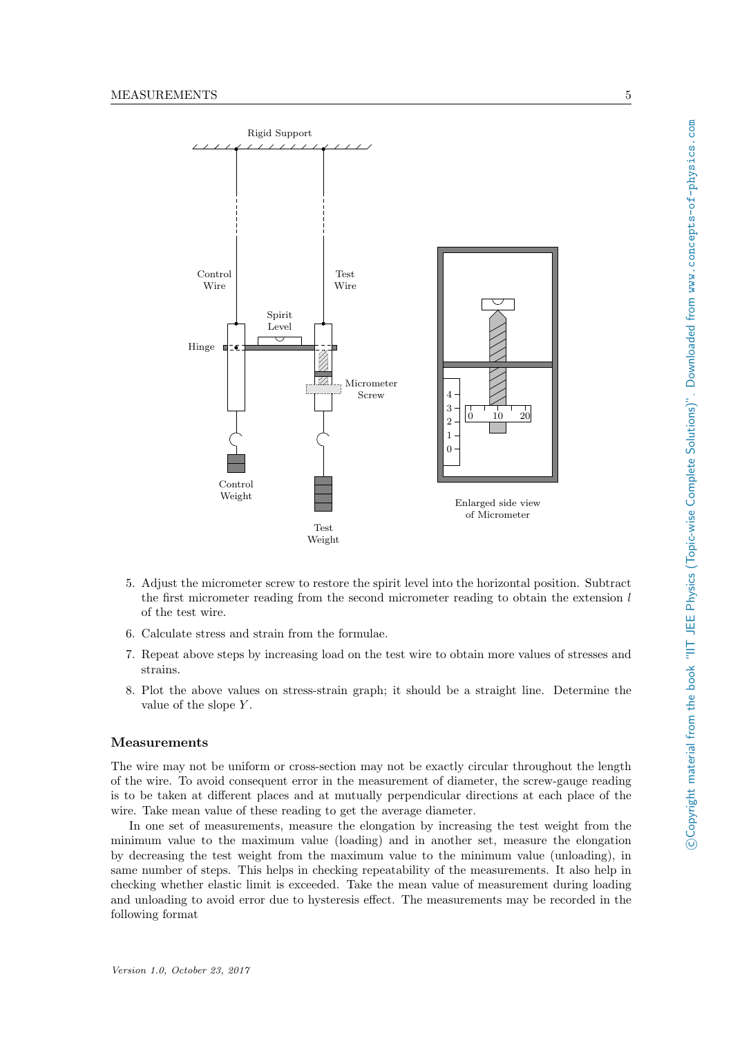5. Adjust the micrometer screw to restore the spirit level into the horizontal position. Subtract the first micrometer reading from the second micrometer reading to obtain the extension $l$ of the test wire.
6. Calculate stress and strain from the formulae.
7. Repeat above steps by increasing load on the test wire to obtain more values of stresses and strains.
8. Plot the above values on stress-strain graph; it should be a straight line. Determine the value of the slope $Y$.

### Measurements

The wire may not be uniform or cross-section may not be exactly circular throughout the length of the wire. To avoid consequent error in the measurement of diameter, the screw-gauge reading is to be taken at different places and at mutually perpendicular directions at each place of the wire. Take mean value of these reading to get the average diameter.

In one set of measurements, measure the elongation by increasing the test weight from the minimum value to the maximum value (loading) and in another set, measure the elongation by decreasing the test weight from the maximum value to the minimum value (unloading), in same number of steps. This helps in checking repeatability of the measurements. It also help in checking whether elastic limit is exceeded. Take the mean value of measurement during loading and unloading to avoid error due to hysteresis effect. The measurements may be recorded in the following format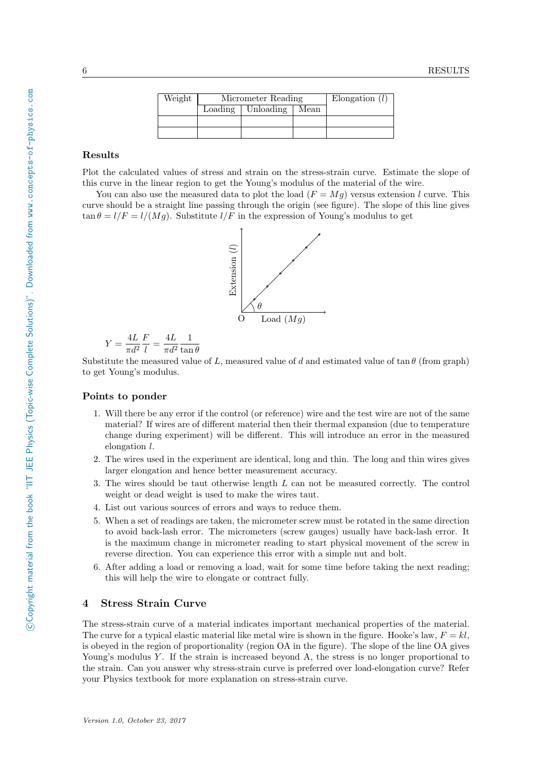| Weight | Micrometer Reading | | | Elongation ($l$) |
|---|---|---|---|---|
| | Loading | Unloading | Mean | |
| | | | | |
| | | | | |

### Results

Plot the calculated values of stress and strain on the stress-strain curve. Estimate the slope of this curve in the linear region to get the Young's modulus of the material of the wire.

You can also use the measured data to plot the load ($F = Mg$) versus extension $l$ curve. This curve should be a straight line passing through the origin (see figure). The slope of this line gives $\tan\theta = l/F = l/(Mg)$. Substitute $l/F$ in the expression of Young's modulus to get

$$Y = \frac{4L}{\pi d^2}\frac{F}{l} = \frac{4L}{\pi d^2}\frac{1}{\tan\theta}$$

Substitute the measured value of $L$, measured value of $d$ and estimated value of $\tan\theta$ (from graph) to get Young's modulus.

### Points to ponder

1. Will there be any error if the control (or reference) wire and the test wire are not of the same material? If wires are of different material then their thermal expansion (due to temperature change during experiment) will be different. This will introduce an error in the measured elongation $l$.
2. The wires used in the experiment are identical, long and thin. The long and thin wires gives larger elongation and hence better measurement accuracy.
3. The wires should be taut otherwise length $L$ can not be measured correctly. The control weight or dead weight is used to make the wires taut.
4. List out various sources of errors and ways to reduce them.
5. When a set of readings are taken, the micrometer screw must be rotated in the same direction to avoid back-lash error. The micrometers (screw gauges) usually have back-lash error. It is the maximum change in micrometer reading to start physical movement of the screw in reverse direction. You can experience this error with a simple nut and bolt.
6. After adding a load or removing a load, wait for some time before taking the next reading; this will help the wire to elongate or contract fully.

## 4 Stress Strain Curve

The stress-strain curve of a material indicates important mechanical properties of the material. The curve for a typical elastic material like metal wire is shown in the figure. Hooke's law, $F = kl$, is obeyed in the region of proportionality (region OA in the figure). The slope of the line OA gives Young's modulus $Y$. If the strain is increased beyond A, the stress is no longer proportional to the strain. Can you answer why stress-strain curve is preferred over load-elongation curve? Refer your Physics textbook for more explanation on stress-strain curve.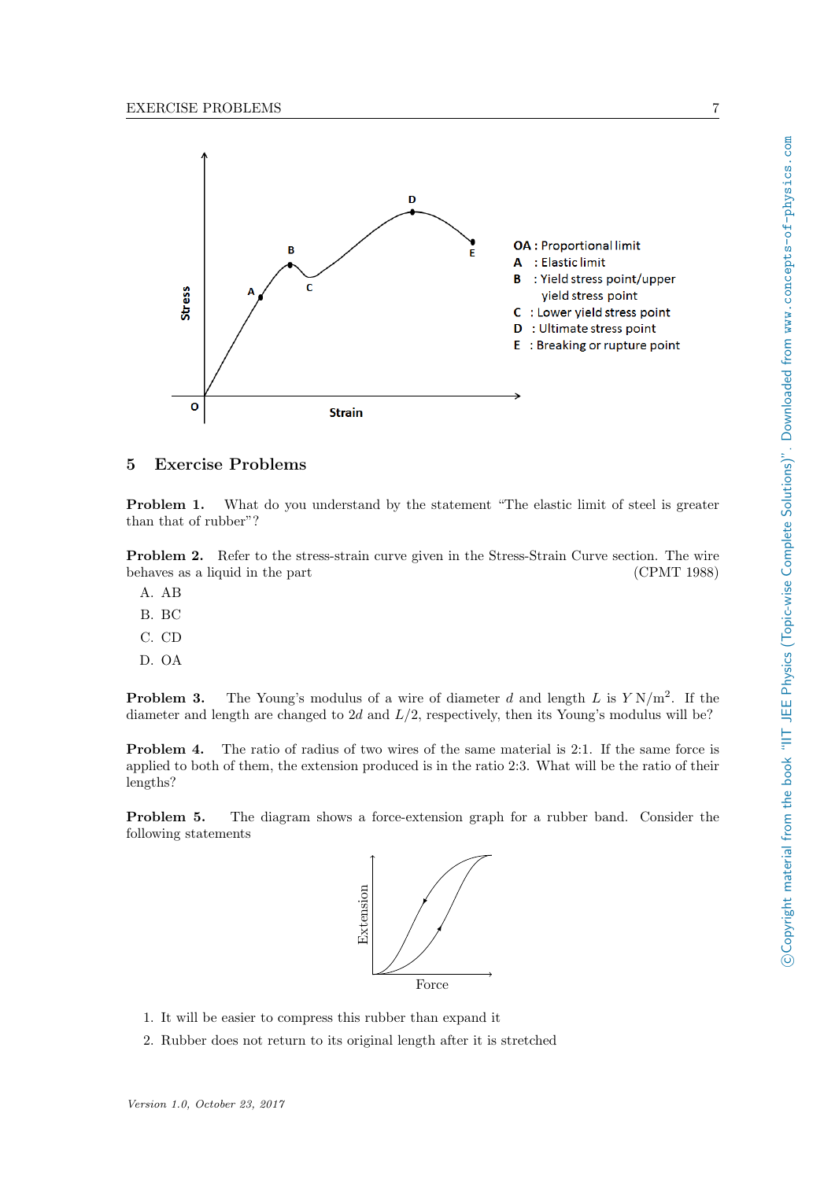OA : Proportional limit
A : Elastic limit
B : Yield stress point/upper yield stress point
C : Lower yield stress point
D : Ultimate stress point
E : Breaking or rupture point

## 5 Exercise Problems

**Problem 1.** What do you understand by the statement "The elastic limit of steel is greater than that of rubber"?

**Problem 2.** Refer to the stress-strain curve given in the Stress-Strain Curve section. The wire behaves as a liquid in the part (CPMT 1988)

A. AB

B. BC

C. CD

D. OA

**Problem 3.** The Young's modulus of a wire of diameter $d$ and length $L$ is $Y\,\mathrm{N/m^2}$. If the diameter and length are changed to $2d$ and $L/2$, respectively, then its Young's modulus will be?

**Problem 4.** The ratio of radius of two wires of the same material is 2:1. If the same force is applied to both of them, the extension produced is in the ratio 2:3. What will be the ratio of their lengths?

**Problem 5.** The diagram shows a force-extension graph for a rubber band. Consider the following statements

1. It will be easier to compress this rubber than expand it
2. Rubber does not return to its original length after it is stretched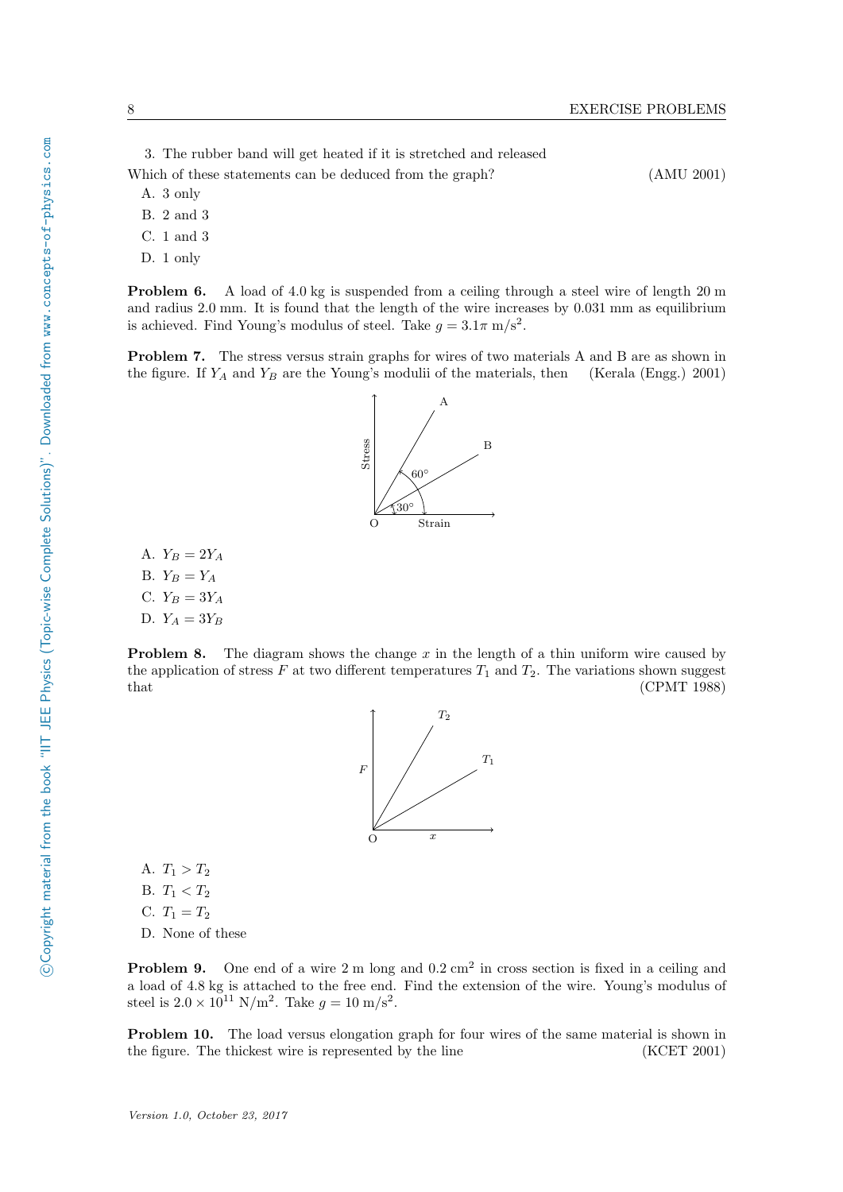3. The rubber band will get heated if it is stretched and released

Which of these statements can be deduced from the graph? (AMU 2001)

A. 3 only
B. 2 and 3
C. 1 and 3
D. 1 only

**Problem 6.** A load of 4.0 kg is suspended from a ceiling through a steel wire of length 20 m and radius 2.0 mm. It is found that the length of the wire increases by 0.031 mm as equilibrium is achieved. Find Young's modulus of steel. Take $g = 3.1\pi$ m/s$^2$.

**Problem 7.** The stress versus strain graphs for wires of two materials A and B are as shown in the figure. If $Y_A$ and $Y_B$ are the Young's modulii of the materials, then (Kerala (Engg.) 2001)

A. $Y_B = 2Y_A$
B. $Y_B = Y_A$
C. $Y_B = 3Y_A$
D. $Y_A = 3Y_B$

**Problem 8.** The diagram shows the change $x$ in the length of a thin uniform wire caused by the application of stress $F$ at two different temperatures $T_1$ and $T_2$. The variations shown suggest that (CPMT 1988)

A. $T_1 > T_2$
B. $T_1 < T_2$
C. $T_1 = T_2$
D. None of these

**Problem 9.** One end of a wire 2 m long and 0.2 cm$^2$ in cross section is fixed in a ceiling and a load of 4.8 kg is attached to the free end. Find the extension of the wire. Young's modulus of steel is $2.0 \times 10^{11}$ N/m$^2$. Take $g = 10$ m/s$^2$.

**Problem 10.** The load versus elongation graph for four wires of the same material is shown in the figure. The thickest wire is represented by the line (KCET 2001)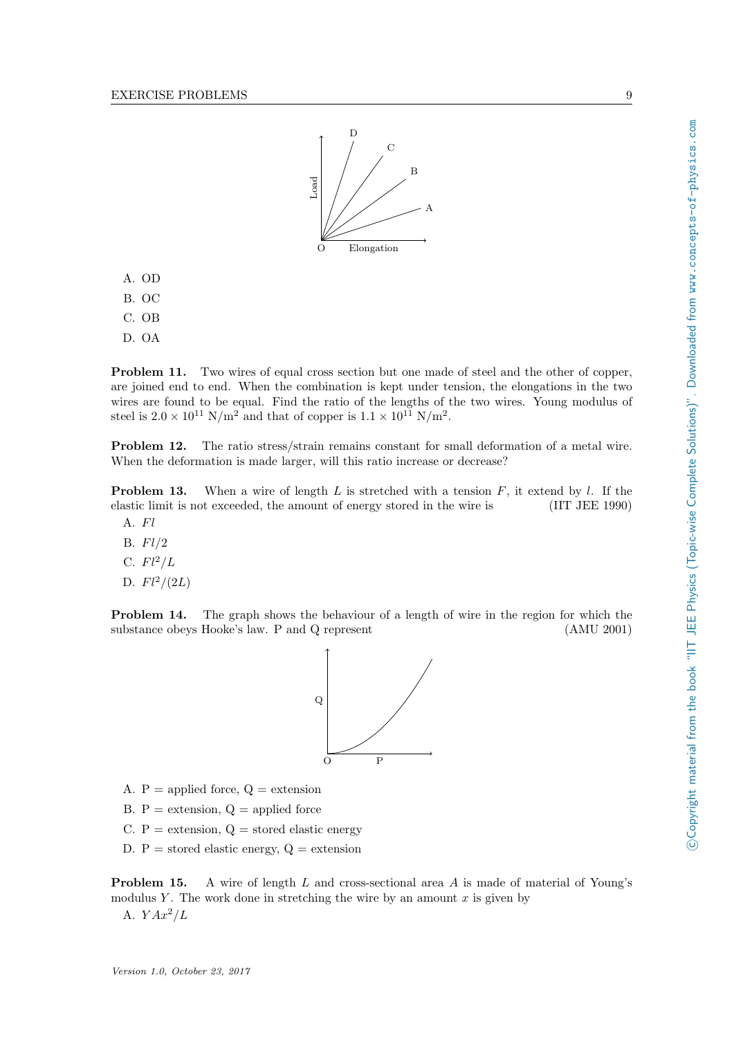- A. OD
- B. OC
- C. OB
- D. OA

**Problem 11.** Two wires of equal cross section but one made of steel and the other of copper, are joined end to end. When the combination is kept under tension, the elongations in the two wires are found to be equal. Find the ratio of the lengths of the two wires. Young modulus of steel is $2.0 \times 10^{11}$ N/m$^2$ and that of copper is $1.1 \times 10^{11}$ N/m$^2$.

**Problem 12.** The ratio stress/strain remains constant for small deformation of a metal wire. When the deformation is made larger, will this ratio increase or decrease?

**Problem 13.** When a wire of length $L$ is stretched with a tension $F$, it extend by $l$. If the elastic limit is not exceeded, the amount of energy stored in the wire is (IIT JEE 1990)

- A. $Fl$
- B. $Fl/2$
- C. $Fl^2/L$
- D. $Fl^2/(2L)$

**Problem 14.** The graph shows the behaviour of a length of wire in the region for which the substance obeys Hooke's law. P and Q represent (AMU 2001)

- A. P = applied force, Q = extension
- B. P = extension, Q = applied force
- C. P = extension, Q = stored elastic energy
- D. P = stored elastic energy, Q = extension

**Problem 15.** A wire of length $L$ and cross-sectional area $A$ is made of material of Young's modulus $Y$. The work done in stretching the wire by an amount $x$ is given by

- A. $YAx^2/L$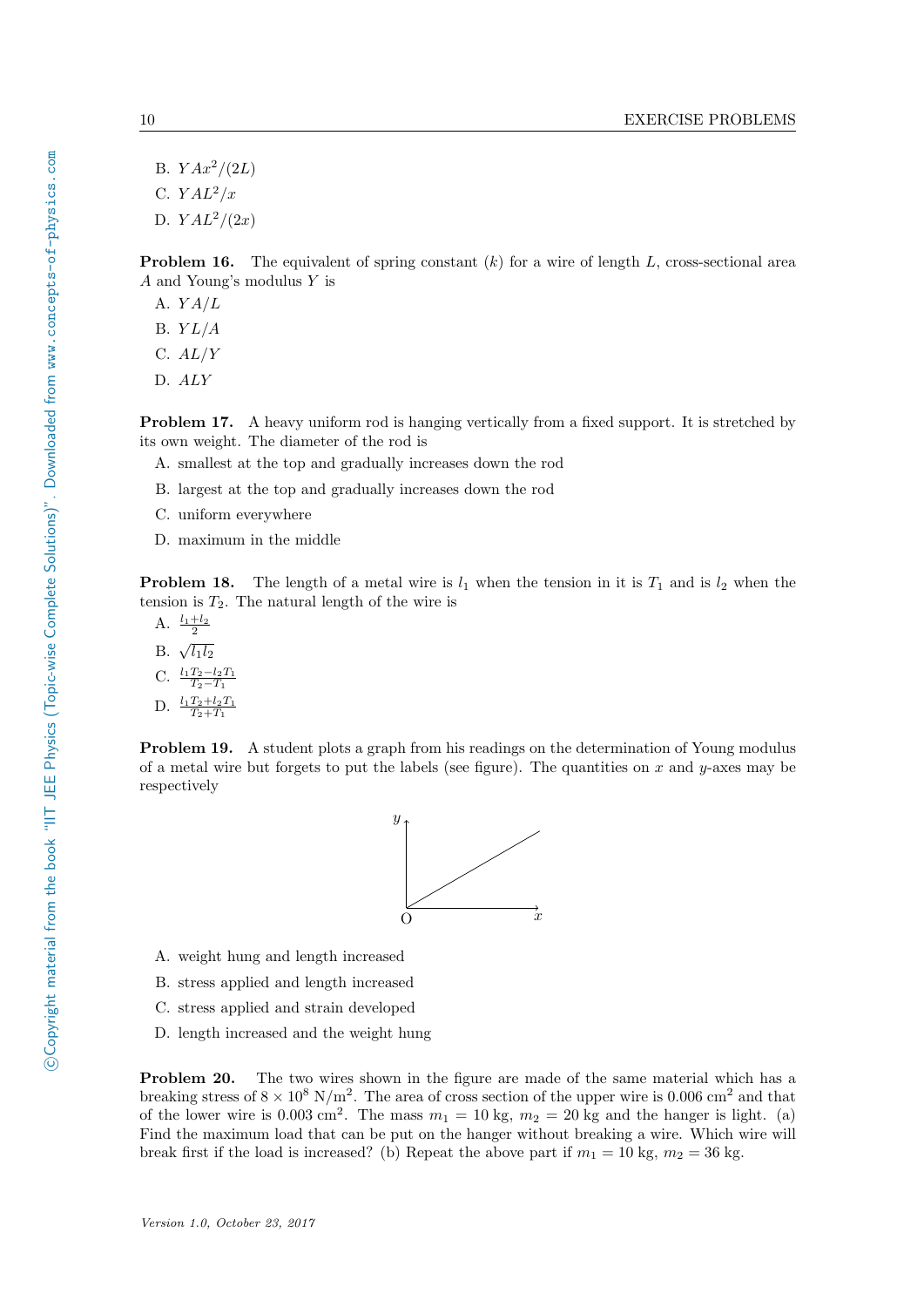B. $YAx^2/(2L)$

C. $YAL^2/x$

D. $YAL^2/(2x)$

**Problem 16.** The equivalent of spring constant ($k$) for a wire of length $L$, cross-sectional area $A$ and Young's modulus $Y$ is

A. $YA/L$

B. $YL/A$

C. $AL/Y$

D. $ALY$

**Problem 17.** A heavy uniform rod is hanging vertically from a fixed support. It is stretched by its own weight. The diameter of the rod is

A. smallest at the top and gradually increases down the rod

B. largest at the top and gradually increases down the rod

C. uniform everywhere

D. maximum in the middle

**Problem 18.** The length of a metal wire is $l_1$ when the tension in it is $T_1$ and is $l_2$ when the tension is $T_2$. The natural length of the wire is

A. $\frac{l_1+l_2}{2}$

B. $\sqrt{l_1 l_2}$

C. $\frac{l_1 T_2 - l_2 T_1}{T_2 - T_1}$

D. $\frac{l_1 T_2 + l_2 T_1}{T_2 + T_1}$

**Problem 19.** A student plots a graph from his readings on the determination of Young modulus of a metal wire but forgets to put the labels (see figure). The quantities on $x$ and $y$-axes may be respectively

A. weight hung and length increased

B. stress applied and length increased

C. stress applied and strain developed

D. length increased and the weight hung

**Problem 20.** The two wires shown in the figure are made of the same material which has a breaking stress of $8 \times 10^8$ N/m$^2$. The area of cross section of the upper wire is 0.006 cm$^2$ and that of the lower wire is 0.003 cm$^2$. The mass $m_1 = 10$ kg, $m_2 = 20$ kg and the hanger is light. (a) Find the maximum load that can be put on the hanger without breaking a wire. Which wire will break first if the load is increased? (b) Repeat the above part if $m_1 = 10$ kg, $m_2 = 36$ kg.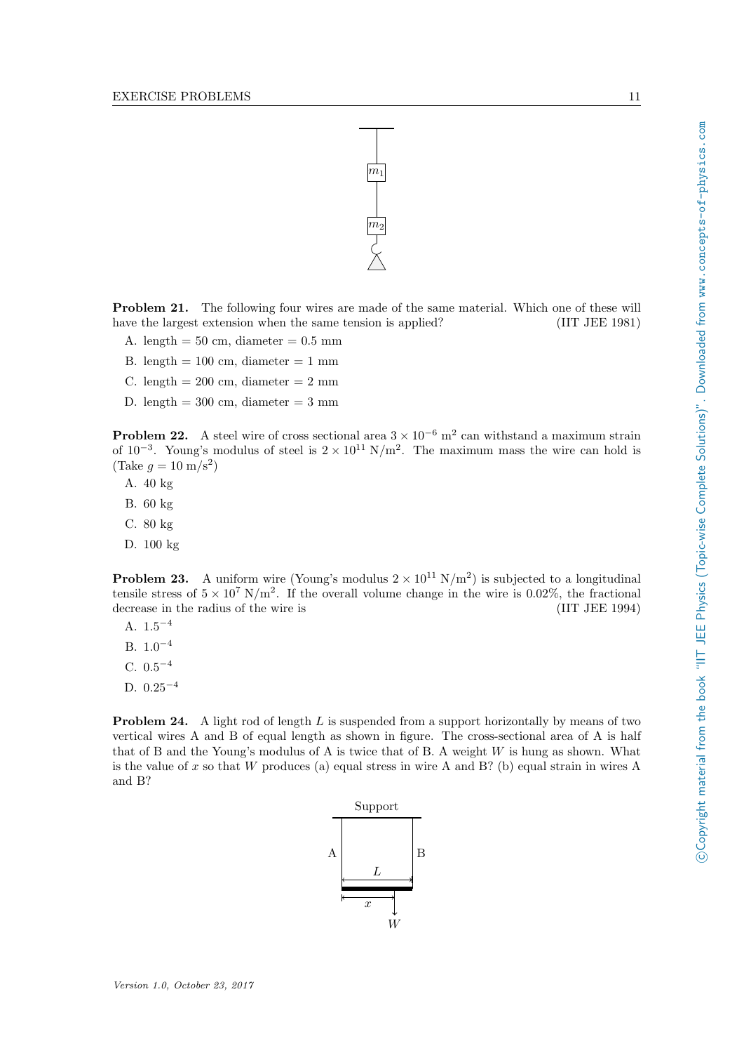**Problem 21.** The following four wires are made of the same material. Which one of these will have the largest extension when the same tension is applied? (IIT JEE 1981)

A. length = 50 cm, diameter = 0.5 mm

B. length = 100 cm, diameter = 1 mm

C. length = 200 cm, diameter = 2 mm

D. length = 300 cm, diameter = 3 mm

**Problem 22.** A steel wire of cross sectional area $3 \times 10^{-6}$ m$^2$ can withstand a maximum strain of $10^{-3}$. Young's modulus of steel is $2 \times 10^{11}$ N/m$^2$. The maximum mass the wire can hold is (Take $g = 10$ m/s$^2$)

A. 40 kg

B. 60 kg

C. 80 kg

D. 100 kg

**Problem 23.** A uniform wire (Young's modulus $2 \times 10^{11}$ N/m$^2$) is subjected to a longitudinal tensile stress of $5 \times 10^7$ N/m$^2$. If the overall volume change in the wire is 0.02%, the fractional decrease in the radius of the wire is (IIT JEE 1994)

A. $1.5^{-4}$

B. $1.0^{-4}$

C. $0.5^{-4}$

D. $0.25^{-4}$

**Problem 24.** A light rod of length $L$ is suspended from a support horizontally by means of two vertical wires A and B of equal length as shown in figure. The cross-sectional area of A is half that of B and the Young's modulus of A is twice that of B. A weight $W$ is hung as shown. What is the value of $x$ so that $W$ produces (a) equal stress in wire A and B? (b) equal strain in wires A and B?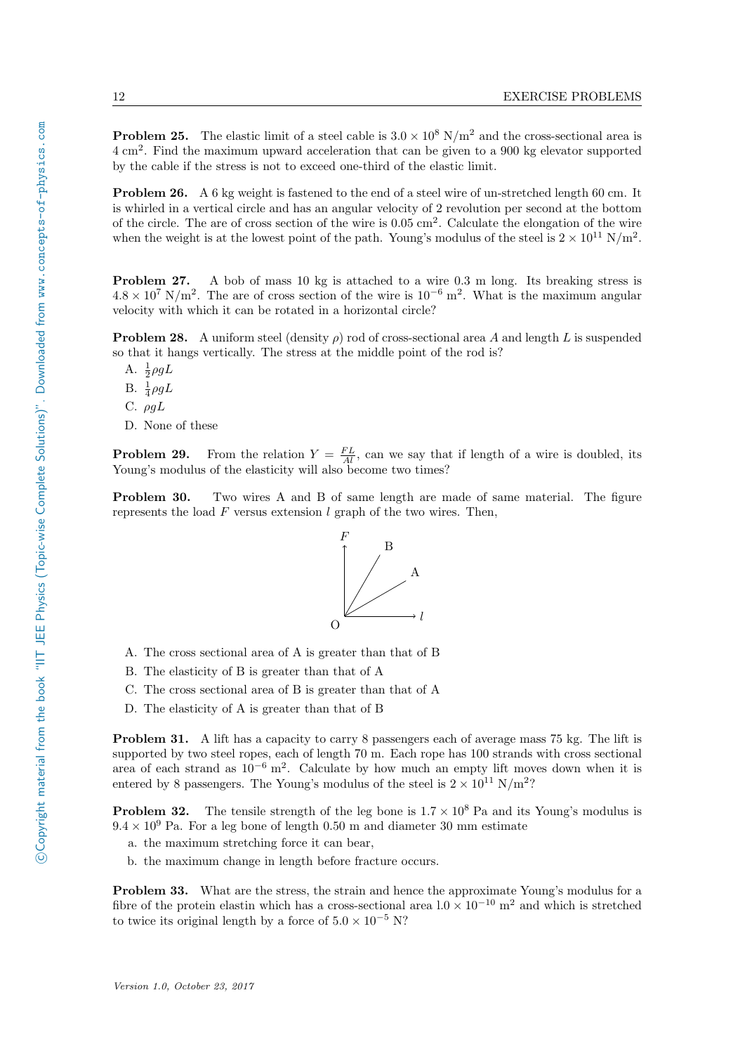**Problem 25.** The elastic limit of a steel cable is $3.0 \times 10^8$ N/m$^2$ and the cross-sectional area is 4 cm$^2$. Find the maximum upward acceleration that can be given to a 900 kg elevator supported by the cable if the stress is not to exceed one-third of the elastic limit.

**Problem 26.** A 6 kg weight is fastened to the end of a steel wire of un-stretched length 60 cm. It is whirled in a vertical circle and has an angular velocity of 2 revolution per second at the bottom of the circle. The are of cross section of the wire is 0.05 cm$^2$. Calculate the elongation of the wire when the weight is at the lowest point of the path. Young's modulus of the steel is $2 \times 10^{11}$ N/m$^2$.

**Problem 27.** A bob of mass 10 kg is attached to a wire 0.3 m long. Its breaking stress is $4.8 \times 10^7$ N/m$^2$. The are of cross section of the wire is $10^{-6}$ m$^2$. What is the maximum angular velocity with which it can be rotated in a horizontal circle?

**Problem 28.** A uniform steel (density $\rho$) rod of cross-sectional area $A$ and length $L$ is suspended so that it hangs vertically. The stress at the middle point of the rod is?

A. $\frac{1}{2}\rho g L$

B. $\frac{1}{4}\rho g L$

C. $\rho g L$

D. None of these

**Problem 29.** From the relation $Y = \frac{FL}{Al}$, can we say that if length of a wire is doubled, its Young's modulus of the elasticity will also become two times?

**Problem 30.** Two wires A and B of same length are made of same material. The figure represents the load $F$ versus extension $l$ graph of the two wires. Then,

A. The cross sectional area of A is greater than that of B

B. The elasticity of B is greater than that of A

C. The cross sectional area of B is greater than that of A

D. The elasticity of A is greater than that of B

**Problem 31.** A lift has a capacity to carry 8 passengers each of average mass 75 kg. The lift is supported by two steel ropes, each of length 70 m. Each rope has 100 strands with cross sectional area of each strand as $10^{-6}$ m$^2$. Calculate by how much an empty lift moves down when it is entered by 8 passengers. The Young's modulus of the steel is $2 \times 10^{11}$ N/m$^2$?

**Problem 32.** The tensile strength of the leg bone is $1.7 \times 10^8$ Pa and its Young's modulus is $9.4 \times 10^9$ Pa. For a leg bone of length 0.50 m and diameter 30 mm estimate

a. the maximum stretching force it can bear,

b. the maximum change in length before fracture occurs.

**Problem 33.** What are the stress, the strain and hence the approximate Young's modulus for a fibre of the protein elastin which has a cross-sectional area $1.0 \times 10^{-10}$ m$^2$ and which is stretched to twice its original length by a force of $5.0 \times 10^{-5}$ N?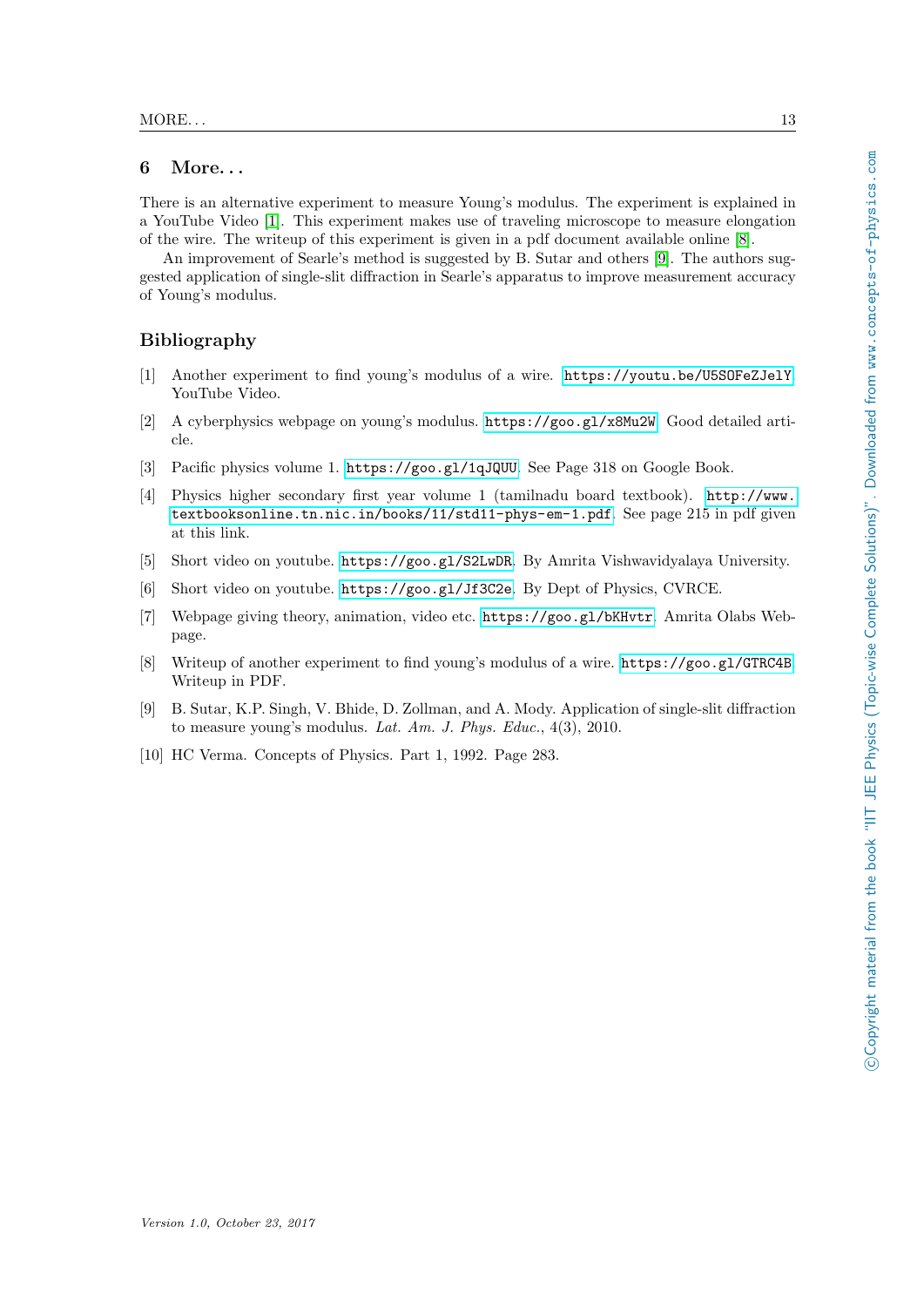## 6 More. . .

There is an alternative experiment to measure Young's modulus. The experiment is explained in a YouTube Video [1]. This experiment makes use of traveling microscope to measure elongation of the wire. The writeup of this experiment is given in a pdf document available online [8].

An improvement of Searle's method is suggested by B. Sutar and others [9]. The authors suggested application of single-slit diffraction in Searle's apparatus to improve measurement accuracy of Young's modulus.

## Bibliography

[1] Another experiment to find young's modulus of a wire. https://youtu.be/U5SOFeZJelY. YouTube Video.

[2] A cyberphysics webpage on young's modulus. https://goo.gl/x8Mu2W. Good detailed article.

[3] Pacific physics volume 1. https://goo.gl/1qJQUU. See Page 318 on Google Book.

[4] Physics higher secondary first year volume 1 (tamilnadu board textbook). http://www.textbooksonline.tn.nic.in/books/11/std11-phys-em-1.pdf. See page 215 in pdf given at this link.

[5] Short video on youtube. https://goo.gl/S2LwDR. By Amrita Vishwavidyalaya University.

[6] Short video on youtube. https://goo.gl/Jf3C2e. By Dept of Physics, CVRCE.

[7] Webpage giving theory, animation, video etc. https://goo.gl/bKHvtr. Amrita Olabs Webpage.

[8] Writeup of another experiment to find young's modulus of a wire. https://goo.gl/GTRC4B. Writeup in PDF.

[9] B. Sutar, K.P. Singh, V. Bhide, D. Zollman, and A. Mody. Application of single-slit diffraction to measure young's modulus. *Lat. Am. J. Phys. Educ.*, 4(3), 2010.

[10] HC Verma. Concepts of Physics. Part 1, 1992. Page 283.